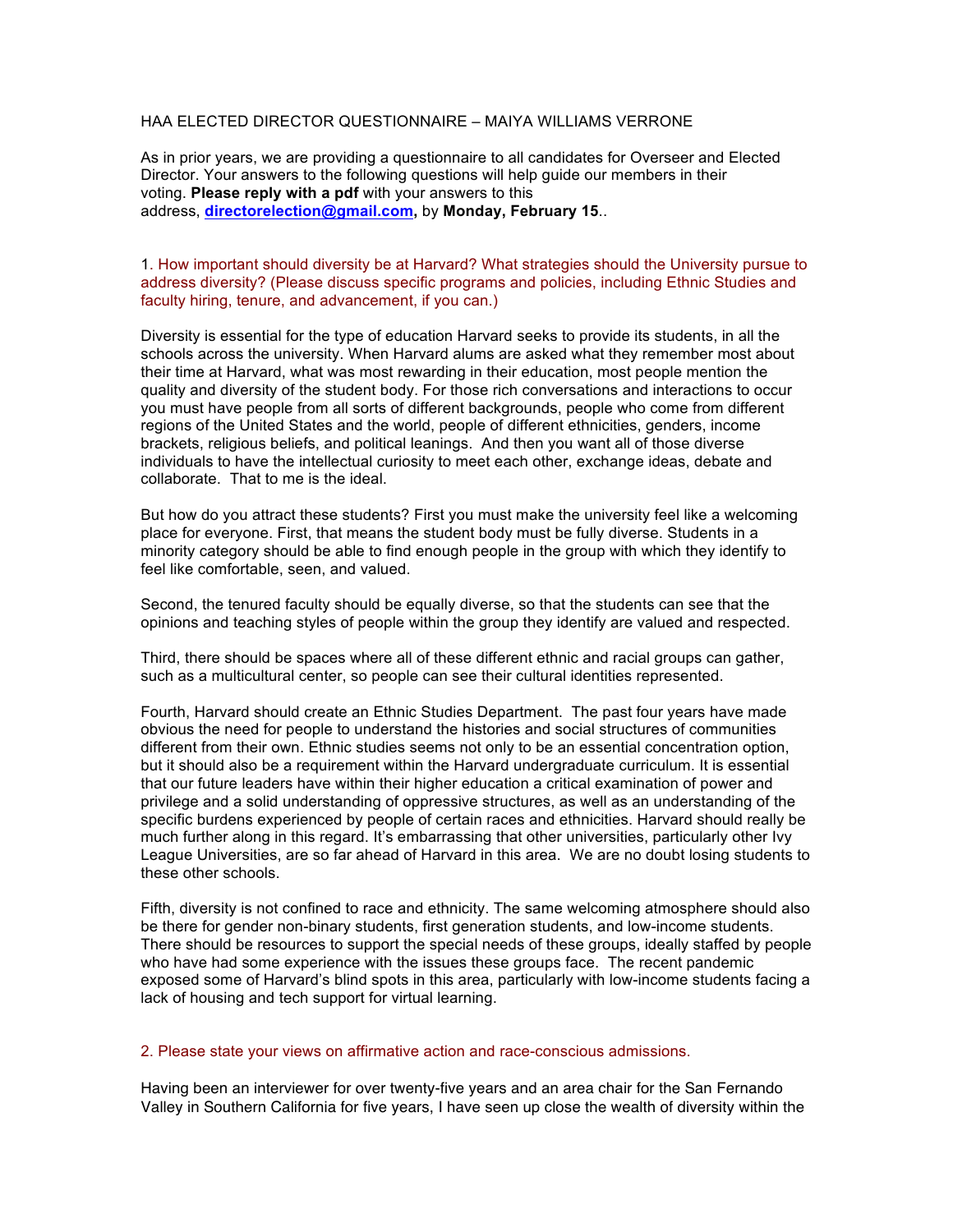HAA ELECTED DIRECTOR QUESTIONNAIRE – MAIYA WILLIAMS VERRONE

As in prior years, we are providing a questionnaire to all candidates for Overseer and Elected Director. Your answers to the following questions will help guide our members in their voting. **Please reply with a pdf** with your answers to this address, **directorelection@gmail.com,** by **Monday, February 15**..

1. How important should diversity be at Harvard? What strategies should the University pursue to address diversity? (Please discuss specific programs and policies, including Ethnic Studies and faculty hiring, tenure, and advancement, if you can.)

Diversity is essential for the type of education Harvard seeks to provide its students, in all the schools across the university. When Harvard alums are asked what they remember most about their time at Harvard, what was most rewarding in their education, most people mention the quality and diversity of the student body. For those rich conversations and interactions to occur you must have people from all sorts of different backgrounds, people who come from different regions of the United States and the world, people of different ethnicities, genders, income brackets, religious beliefs, and political leanings. And then you want all of those diverse individuals to have the intellectual curiosity to meet each other, exchange ideas, debate and collaborate. That to me is the ideal.

But how do you attract these students? First you must make the university feel like a welcoming place for everyone. First, that means the student body must be fully diverse. Students in a minority category should be able to find enough people in the group with which they identify to feel like comfortable, seen, and valued.

Second, the tenured faculty should be equally diverse, so that the students can see that the opinions and teaching styles of people within the group they identify are valued and respected.

Third, there should be spaces where all of these different ethnic and racial groups can gather, such as a multicultural center, so people can see their cultural identities represented.

Fourth, Harvard should create an Ethnic Studies Department. The past four years have made obvious the need for people to understand the histories and social structures of communities different from their own. Ethnic studies seems not only to be an essential concentration option, but it should also be a requirement within the Harvard undergraduate curriculum. It is essential that our future leaders have within their higher education a critical examination of power and privilege and a solid understanding of oppressive structures, as well as an understanding of the specific burdens experienced by people of certain races and ethnicities. Harvard should really be much further along in this regard. It's embarrassing that other universities, particularly other Ivy League Universities, are so far ahead of Harvard in this area. We are no doubt losing students to these other schools.

Fifth, diversity is not confined to race and ethnicity. The same welcoming atmosphere should also be there for gender non-binary students, first generation students, and low-income students. There should be resources to support the special needs of these groups, ideally staffed by people who have had some experience with the issues these groups face. The recent pandemic exposed some of Harvard's blind spots in this area, particularly with low-income students facing a lack of housing and tech support for virtual learning.

2. Please state your views on affirmative action and race-conscious admissions.

Having been an interviewer for over twenty-five years and an area chair for the San Fernando Valley in Southern California for five years, I have seen up close the wealth of diversity within the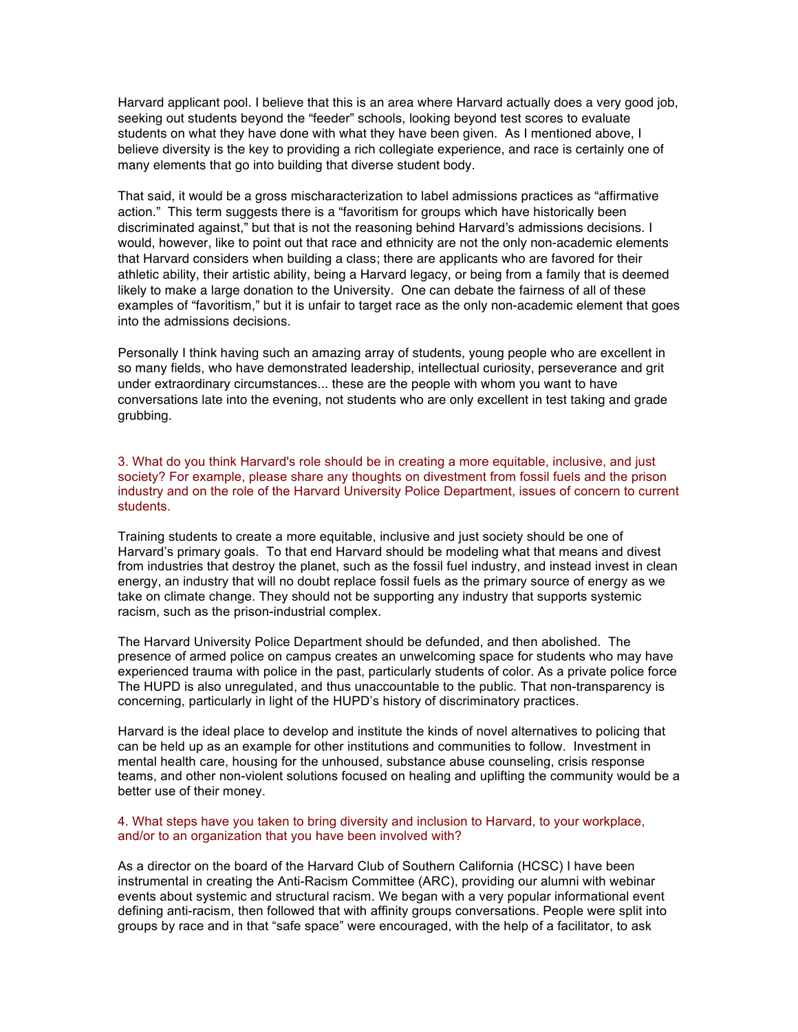Harvard applicant pool. I believe that this is an area where Harvard actually does a very good job, seeking out students beyond the "feeder" schools, looking beyond test scores to evaluate students on what they have done with what they have been given. As I mentioned above, I believe diversity is the key to providing a rich collegiate experience, and race is certainly one of many elements that go into building that diverse student body.

That said, it would be a gross mischaracterization to label admissions practices as "affirmative action." This term suggests there is a "favoritism for groups which have historically been discriminated against," but that is not the reasoning behind Harvard's admissions decisions. I would, however, like to point out that race and ethnicity are not the only non-academic elements that Harvard considers when building a class; there are applicants who are favored for their athletic ability, their artistic ability, being a Harvard legacy, or being from a family that is deemed likely to make a large donation to the University. One can debate the fairness of all of these examples of "favoritism," but it is unfair to target race as the only non-academic element that goes into the admissions decisions.

Personally I think having such an amazing array of students, young people who are excellent in so many fields, who have demonstrated leadership, intellectual curiosity, perseverance and grit under extraordinary circumstances... these are the people with whom you want to have conversations late into the evening, not students who are only excellent in test taking and grade grubbing.

3. What do you think Harvard's role should be in creating a more equitable, inclusive, and just society? For example, please share any thoughts on divestment from fossil fuels and the prison industry and on the role of the Harvard University Police Department, issues of concern to current students.

Training students to create a more equitable, inclusive and just society should be one of Harvard's primary goals. To that end Harvard should be modeling what that means and divest from industries that destroy the planet, such as the fossil fuel industry, and instead invest in clean energy, an industry that will no doubt replace fossil fuels as the primary source of energy as we take on climate change. They should not be supporting any industry that supports systemic racism, such as the prison-industrial complex.

The Harvard University Police Department should be defunded, and then abolished. The presence of armed police on campus creates an unwelcoming space for students who may have experienced trauma with police in the past, particularly students of color. As a private police force The HUPD is also unregulated, and thus unaccountable to the public. That non-transparency is concerning, particularly in light of the HUPD's history of discriminatory practices.

Harvard is the ideal place to develop and institute the kinds of novel alternatives to policing that can be held up as an example for other institutions and communities to follow. Investment in mental health care, housing for the unhoused, substance abuse counseling, crisis response teams, and other non-violent solutions focused on healing and uplifting the community would be a better use of their money.

4. What steps have you taken to bring diversity and inclusion to Harvard, to your workplace, and/or to an organization that you have been involved with?

As a director on the board of the Harvard Club of Southern California (HCSC) I have been instrumental in creating the Anti-Racism Committee (ARC), providing our alumni with webinar events about systemic and structural racism. We began with a very popular informational event defining anti-racism, then followed that with affinity groups conversations. People were split into groups by race and in that "safe space" were encouraged, with the help of a facilitator, to ask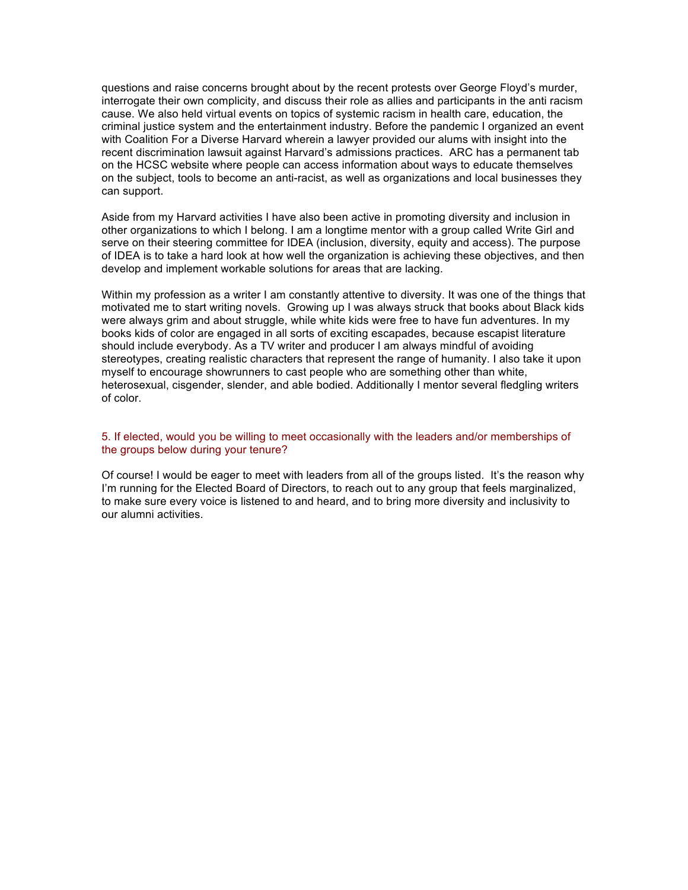questions and raise concerns brought about by the recent protests over George Floyd's murder, interrogate their own complicity, and discuss their role as allies and participants in the anti racism cause. We also held virtual events on topics of systemic racism in health care, education, the criminal justice system and the entertainment industry. Before the pandemic I organized an event with Coalition For a Diverse Harvard wherein a lawyer provided our alums with insight into the recent discrimination lawsuit against Harvard's admissions practices. ARC has a permanent tab on the HCSC website where people can access information about ways to educate themselves on the subject, tools to become an anti-racist, as well as organizations and local businesses they can support.

Aside from my Harvard activities I have also been active in promoting diversity and inclusion in other organizations to which I belong. I am a longtime mentor with a group called Write Girl and serve on their steering committee for IDEA (inclusion, diversity, equity and access). The purpose of IDEA is to take a hard look at how well the organization is achieving these objectives, and then develop and implement workable solutions for areas that are lacking.

Within my profession as a writer I am constantly attentive to diversity. It was one of the things that motivated me to start writing novels. Growing up I was always struck that books about Black kids were always grim and about struggle, while white kids were free to have fun adventures. In my books kids of color are engaged in all sorts of exciting escapades, because escapist literature should include everybody. As a TV writer and producer I am always mindful of avoiding stereotypes, creating realistic characters that represent the range of humanity. I also take it upon myself to encourage showrunners to cast people who are something other than white, heterosexual, cisgender, slender, and able bodied. Additionally I mentor several fledgling writers of color.

5. If elected, would you be willing to meet occasionally with the leaders and/or memberships of the groups below during your tenure?

Of course! I would be eager to meet with leaders from all of the groups listed. It's the reason why I'm running for the Elected Board of Directors, to reach out to any group that feels marginalized, to make sure every voice is listened to and heard, and to bring more diversity and inclusivity to our alumni activities.